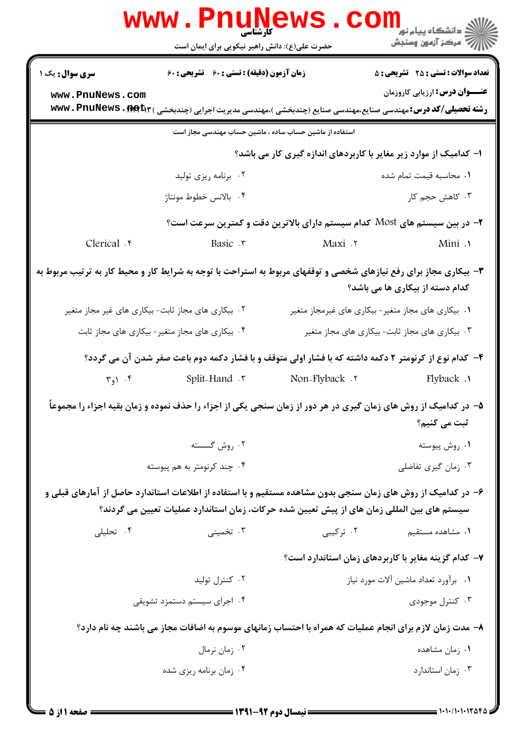**تعداد سوالات : تستی : ۲۵ تشریحی : ۵** — **زمان آزمون (دقیقه) : تستی : ۶۰ تشریحی : ۶۰** — **سری سوال : یک ۱**

**عنـــوان درس:** ارزیابی کاروزمان

**رشته تحصیلی/کد درس:** مهندسی صنایع،مهندسی صنایع (چندبخشی )،مهندسی مدیریت اجرایی (چندبخشی )۱۱۲۲۰۱۳

استفاده از ماشین حساب ساده ، ماشین حساب مهندسی مجاز است

**۱- کدامیک از موارد زیر مغایر با کاربردهای اندازه گیری کار می باشد؟**

۱. محاسبه قیمت تمام شده
۲. برنامه ریزی تولید
۳. کاهش حجم کار
۴. بالانس خطوط مونتاژ

**۲- در بین سیستم های Most کدام سیستم دارای بالاترین دقت و کمترین سرعت است؟**

۱. Mini
۲. Maxi
۳. Basic
۴. Clerical

**۳- بیکاری مجاز برای رفع نیازهای شخصی و توقفهای مربوط به استراحت با توجه به شرایط کار و محیط کار به ترتیب مربوط به کدام دسته از بیکاری ها می باشد؟**

۱. بیکاری های مجاز متغیر- بیکاری های غیرمجاز متغیر
۲. بیکاری های مجاز ثابت- بیکاری های غیر مجاز متغیر
۳. بیکاری های مجاز ثابت- بیکاری های مجاز متغیر
۴. بیکاری های مجاز متغیر- بیکاری های مجاز ثابت

**۴- کدام نوع از کرنومتر ۲ دکمه داشته که با فشار اولی متوقف و با فشار دکمه دوم باعث صفر شدن آن می گردد؟**

۱. Flyback
۲. Non-Flyback
۳. Split-Hand
۴. ۱و۳

**۵- در کدامیک از روش های زمان گیری در هر دور از زمان سنجی یکی از اجزاء را حذف نموده و زمان بقیه اجزاء را مجموعاً ثبت می کنیم؟**

۱. روش پیوسته
۲. روش گسسته
۳. زمان گیری تفاضلی
۴. چند کرنومتر به هم پیوسته

**۶- در کدامیک از روش های زمان سنجی بدون مشاهده مستقیم و با استفاده از اطلاعات استاندارد حاصل از آمارهای قبلی و سیستم های بین المللی زمان های از پیش تعیین شده حرکات، زمان استاندارد عملیات تعیین می گردند؟**

۱. مشاهده مستقیم
۲. ترکیبی
۳. تخمینی
۴. تحلیلی

**۷- کدام گزینه مغایر با کاربردهای زمان استاندارد است؟**

۱. برآورد تعداد ماشین آلات مورد نیاز
۲. کنترل تولید
۳. کنترل موجودی
۴. اجرای سیستم دستمزد تشویقی

**۸- مدت زمان لازم برای انجام عملیات که همراه با احتساب زمانهای موسوم به اضافات مجاز می باشند چه نام دارد؟**

۱. زمان مشاهده
۲. زمان نرمال
۳. زمان استاندارد
۴. زمان برنامه ریزی شده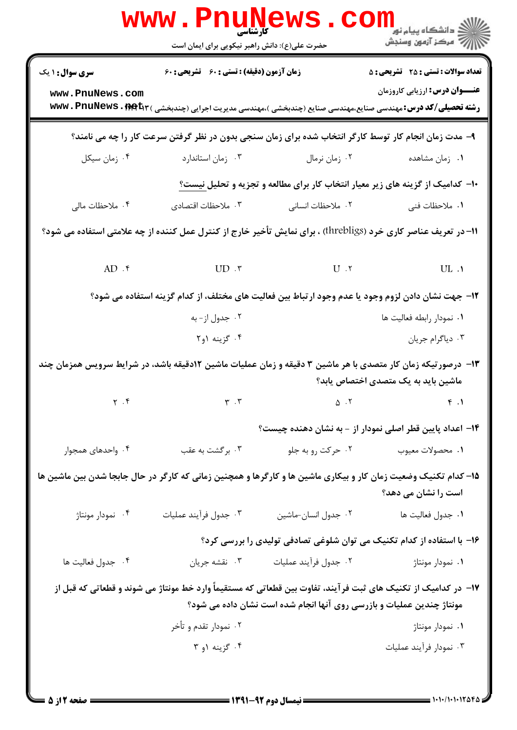۹- مدت زمان انجام کار توسط کارگر انتخاب شده برای زمان سنجی بدون در نظر گرفتن سرعت کار را چه می نامند؟

۱. زمان مشاهده
۲. زمان نرمال
۳. زمان استاندارد
۴. زمان سیکل

۱۰- کدامیک از گزینه های زیر معیار انتخاب کار برای مطالعه و تجزیه و تحلیل نیست؟

۱. ملاحظات فنی
۲. ملاحظات انسانی
۳. ملاحظات اقتصادی
۴. ملاحظات مالی

۱۱- در تعریف عناصر کاری خرد (threbligs) ، برای نمایش تأخیر خارج از کنترل عمل کننده از چه علامتی استفاده می شود؟

۱. UL
۲. U
۳. UD
۴. AD

۱۲- جهت نشان دادن لزوم وجود یا عدم وجود ارتباط بین فعالیت های مختلف، از کدام گزینه استفاده می شود؟

۱. نمودار رابطه فعالیت ها
۲. جدول از- به
۳. دیاگرام جریان
۴. گزینه ۱و۲

۱۳- درصورتیکه زمان کار متصدی با هر ماشین ۳ دقیقه و زمان عملیات ماشین ۱۲دقیقه باشد، در شرایط سرویس همزمان چند ماشین باید به یک متصدی اختصاص یابد؟

۱. ۴
۲. ۵
۳. ۳
۴. ۲

۱۴- اعداد پایین قطر اصلی نمودار از - به نشان دهنده چیست؟

۱. محصولات معیوب
۲. حرکت رو به جلو
۳. برگشت به عقب
۴. واحدهای همجوار

۱۵- کدام تکنیک وضعیت زمان کار و بیکاری ماشین ها و کارگرها و همچنین زمانی که کارگر در حال جابجا شدن بین ماشین ها است را نشان می دهد؟

۱. جدول فعالیت ها
۲. جدول انسان-ماشین
۳. جدول فرآیند عملیات
۴. نمودار مونتاژ

۱۶- با استفاده از کدام تکنیک می توان شلوغی تصادفی تولیدی را بررسی کرد؟

۱. نمودار مونتاژ
۲. جدول فرآیند عملیات
۳. نقشه جریان
۴. جدول فعالیت ها

۱۷- در کدامیک از تکنیک های ثبت فرآیند، تفاوت بین قطعاتی که مستقیماً وارد خط مونتاژ می شوند و قطعاتی که قبل از مونتاژ چندین عملیات و بازرسی روی آنها انجام شده است نشان داده می شود؟

۱. نمودار مونتاژ
۲. نمودار تقدم و تأخر
۳. نمودار فرآیند عملیات
۴. گزینه ۱و ۳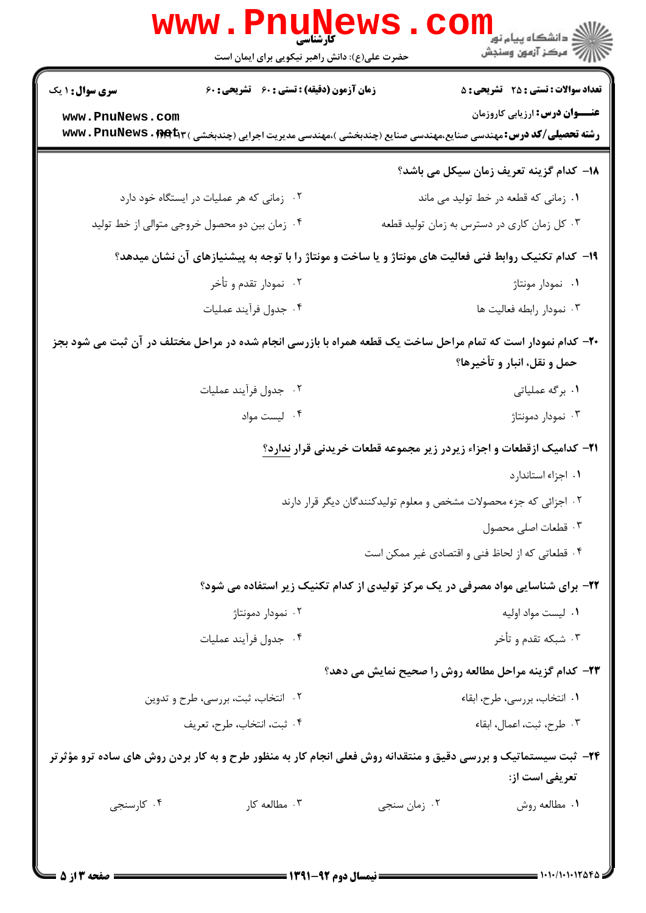۱۸- کدام گزینه تعریف زمان سیکل می باشد؟

۱. زمانی که قطعه در خط تولید می ماند

۲. زمانی که هر عملیات در ایستگاه خود دارد

۳. کل زمان کاری در دسترس به زمان تولید قطعه

۴. زمان بین دو محصول خروجی متوالی از خط تولید

۱۹- کدام تکنیک روابط فنی فعالیت های مونتاژ و یا ساخت و مونتاژ را با توجه به پیشنیازهای آن نشان میدهد؟

۱. نمودار مونتاژ

۲. نمودار تقدم و تأخر

۳. نمودار رابطه فعالیت ها

۴. جدول فرآیند عملیات

۲۰- کدام نمودار است که تمام مراحل ساخت یک قطعه همراه با بازرسی انجام شده در مراحل مختلف در آن ثبت می شود بجز حمل و نقل، انبار و تأخیرها؟

۱. برگه عملیاتی

۲. جدول فرآیند عملیات

۳. نمودار دمونتاژ

۴. لیست مواد

۲۱- کدامیک ازقطعات و اجزاء زیردر زیر مجموعه قطعات خریدنی قرار ندارد؟

۱. اجزاء استاندارد

۲. اجزائی که جزء محصولات مشخص و معلوم تولیدکنندگان دیگر قرار دارند

۳. قطعات اصلی محصول

۴. قطعاتی که از لحاظ فنی و اقتصادی غیر ممکن است

۲۲- برای شناسایی مواد مصرفی در یک مرکز تولیدی از کدام تکنیک زیر استفاده می شود؟

۱. لیست مواد اولیه

۲. نمودار دمونتاژ

۳. شبکه تقدم و تأخر

۴. جدول فرآیند عملیات

۲۳- کدام گزینه مراحل مطالعه روش را صحیح نمایش می دهد؟

۱. انتخاب، بررسی، طرح، ابقاء

۲. انتخاب، ثبت، بررسی، طرح و تدوین

۳. طرح، ثبت، اعمال، ابقاء

۴. ثبت، انتخاب، طرح، تعریف

۲۴- ثبت سیستماتیک و بررسی دقیق و منتقدانه روش فعلی انجام کار به منظور طرح و به کار بردن روش های ساده ترو مؤثرتر تعریفی است از:

۱. مطالعه روش

۲. زمان سنجی

۳. مطالعه کار

۴. کارسنجی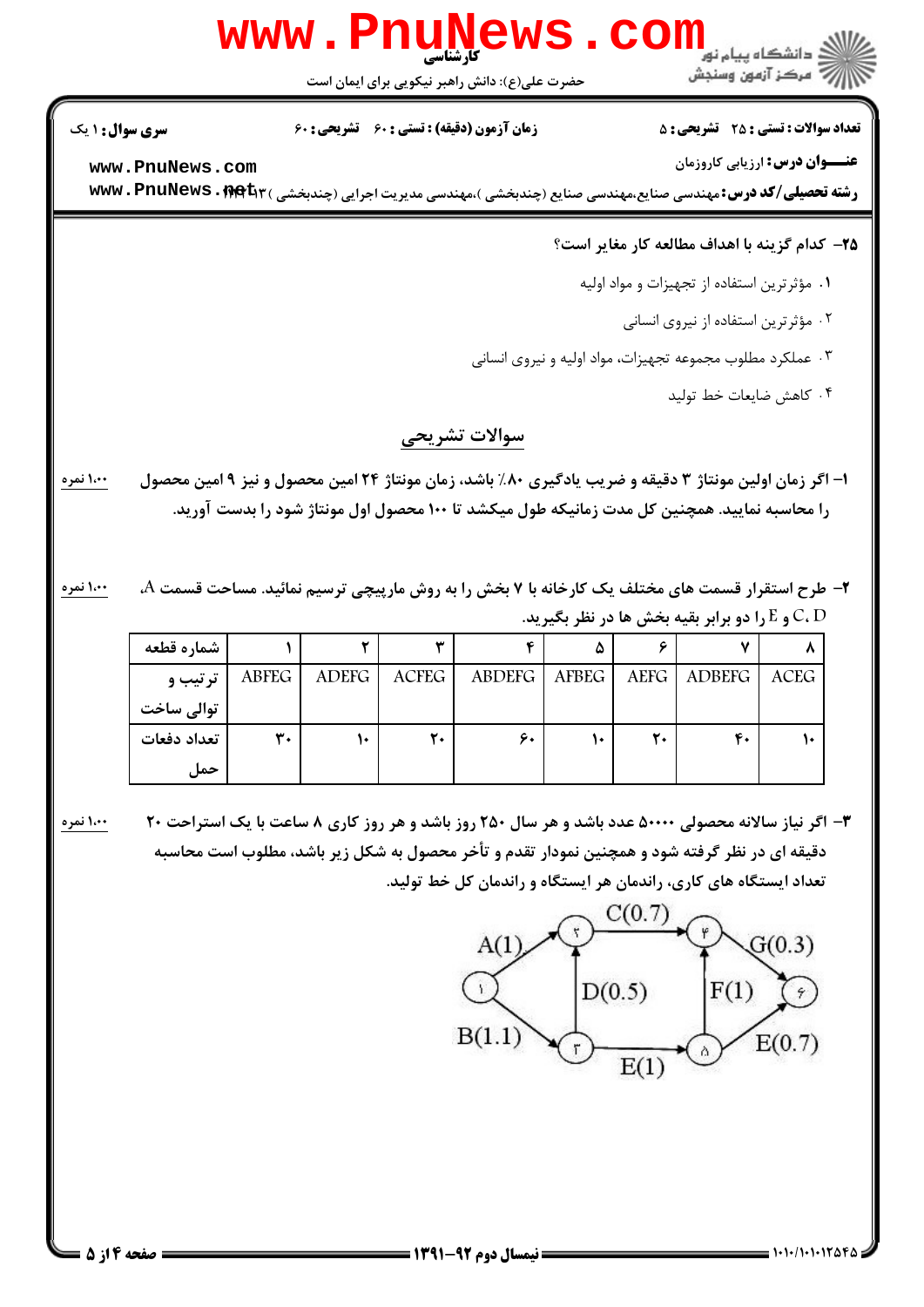**۲۵- کدام گزینه با اهداف مطالعه کار مغایر است؟**

۱. مؤثرترین استفاده از تجهیزات و مواد اولیه

۲. مؤثرترین استفاده از نیروی انسانی

۳. عملکرد مطلوب مجموعه تجهیزات، مواد اولیه و نیروی انسانی

۴. کاهش ضایعات خط تولید

## سوالات تشریحی

**۱- اگر زمان اولین مونتاژ ۳ دقیقه و ضریب یادگیری ۸۰٪ باشد، زمان مونتاژ ۲۴ امین محصول و نیز ۹ امین محصول را محاسبه نمایید. همچنین کل مدت زمانیکه طول میکشد تا ۱۰۰ محصول اول مونتاژ شود را بدست آورید.** ۱،۰۰ نمره

**۲- طرح استقرار قسمت های مختلف یک کارخانه با ۷ بخش را به روش مارپیچی ترسیم نمائید. مساحت قسمت A، C، D و E را دو برابر بقیه بخش ها در نظر بگیرید.** ۱،۰۰ نمره

| شماره قطعه | ۱ | ۲ | ۳ | ۴ | ۵ | ۶ | ۷ | ۸ |
|---|---|---|---|---|---|---|---|---|
| ترتیب و توالی ساخت | ABFEG | ADEFG | ACFEG | ABDEFG | AFBEG | AEFG | ADBEFG | ACEG |
| تعداد دفعات حمل | ۳۰ | ۱۰ | ۲۰ | ۶۰ | ۱۰ | ۲۰ | ۴۰ | ۱۰ |

**۳- اگر نیاز سالانه محصولی ۵۰۰۰۰ عدد باشد و هر سال ۲۵۰ روز باشد و هر روز کاری ۸ ساعت با یک استراحت ۲۰ دقیقه ای در نظر گرفته شود و همچنین نمودار تقدم و تأخر محصول به شکل زیر باشد، مطلوب است محاسبه تعداد ایستگاه های کاری، راندمان هر ایستگاه و راندمان کل خط تولید.** ۱،۰۰ نمره

(نمودار تقدم: ۱→۲: A(1)، ۱→۳: B(1.1)، ۳→۲: D(0.5)، ۲→۴: C(0.7)، ۳→۵: E(1)، ۵→۴: F(1)، ۴→۶: G(0.3)، ۵→۶: E(0.7))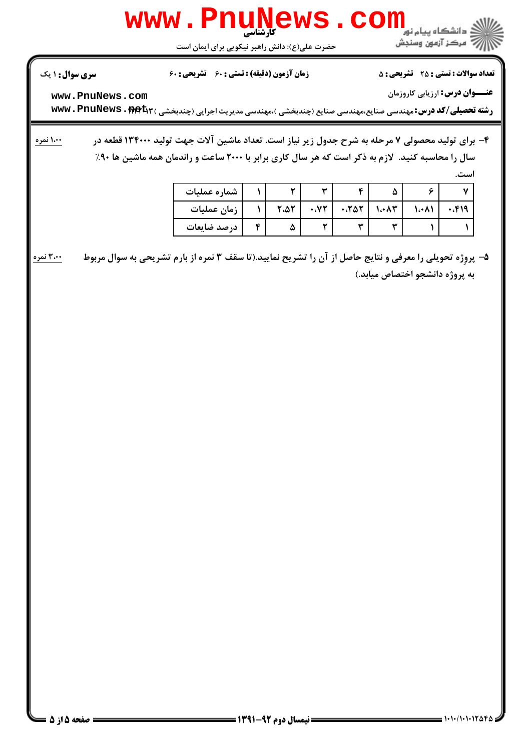**سری سوال:** ۱ یک | **زمان آزمون (دقیقه) : تستی : ۶۰ تشریحی : ۶۰** | **تعداد سوالات : تستی : ۲۵ تشریحی : ۵**

**عنـــوان درس:** ارزیابی کاروزمان

**رشته تحصیلی/کد درس:** مهندسی صنایع،مهندسی صنایع (چندبخشی )،مهندسی مدیریت اجرایی (چندبخشی )۱۱۲۲۰۱۳

۴– برای تولید محصولی ۷ مرحله به شرح جدول زیر نیاز است. تعداد ماشین آلات جهت تولید ۱۳۴۰۰۰ قطعه در سال را محاسبه کنید. لازم به ذکر است که هر سال کاری برابر با ۲۰۰۰ ساعت و راندمان همه ماشین ها ۹۰٪ است. (۱،۰۰ نمره)

| شماره عملیات | ۱ | ۲ | ۳ | ۴ | ۵ | ۶ | ۷ |
|---|---|---|---|---|---|---|---|
| زمان عملیات | ۱ | ۲.۵۲ | ۰.۷۲ | ۰.۲۵۲ | ۱.۰۸۳ | ۱.۰۸۱ | ۰.۴۱۹ |
| درصد ضایعات | ۴ | ۵ | ۲ | ۳ | ۳ | ۱ | ۱ |

۵– پروژه تحویلی را معرفی و نتایج حاصل از آن را تشریح نمایید.(تا سقف ۳ نمره از بارم تشریحی به سوال مربوط به پروژه دانشجو اختصاص میابد.) (۳،۰۰ نمره)